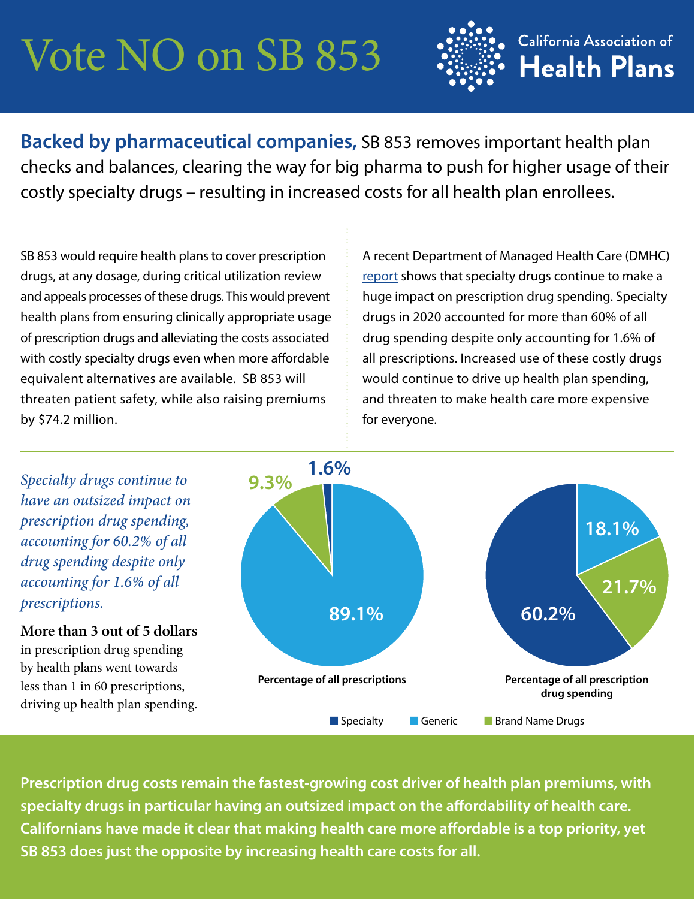# Vote NO on SB 853

California Association of Health Plans

**Backed by pharmaceutical companies,** SB 853 removes important health plan checks and balances, clearing the way for big pharma to push for higher usage of their costly specialty drugs – resulting in increased costs for all health plan enrollees.

SB 853 would require health plans to cover prescription drugs, at any dosage, during critical utilization review and appeals processes of these drugs. This would prevent health plans from ensuring clinically appropriate usage of prescription drugs and alleviating the costs associated with costly specialty drugs even when more affordable equivalent alternatives are available. SB 853 will threaten patient safety, while also raising premiums by $74.2 million.

A recent Department of Managed Health Care (DMHC) report shows that specialty drugs continue to make a huge impact on prescription drug spending. Specialty drugs in 2020 accounted for more than 60% of all drug spending despite only accounting for 1.6% of all prescriptions. Increased use of these costly drugs would continue to drive up health plan spending, and threaten to make health care more expensive for everyone.

*Specialty drugs continue to have an outsized impact on prescription drug spending, accounting for 60.2% of all drug spending despite only accounting for 1.6% of all prescriptions.*

**More than 3 out of 5 dollars** in prescription drug spending by health plans went towards less than 1 in 60 prescriptions, driving up health plan spending.

| | Specialty | Generic | Brand Name Drugs |
|---|---|---|---|
| Percentage of all prescriptions | 1.6% | 89.1% | 9.3% |
| Percentage of all prescription drug spending | 60.2% | 18.1% | 21.7% |

**Prescription drug costs remain the fastest-growing cost driver of health plan premiums, with specialty drugs in particular having an outsized impact on the affordability of health care. Californians have made it clear that making health care more affordable is a top priority, yet SB 853 does just the opposite by increasing health care costs for all.**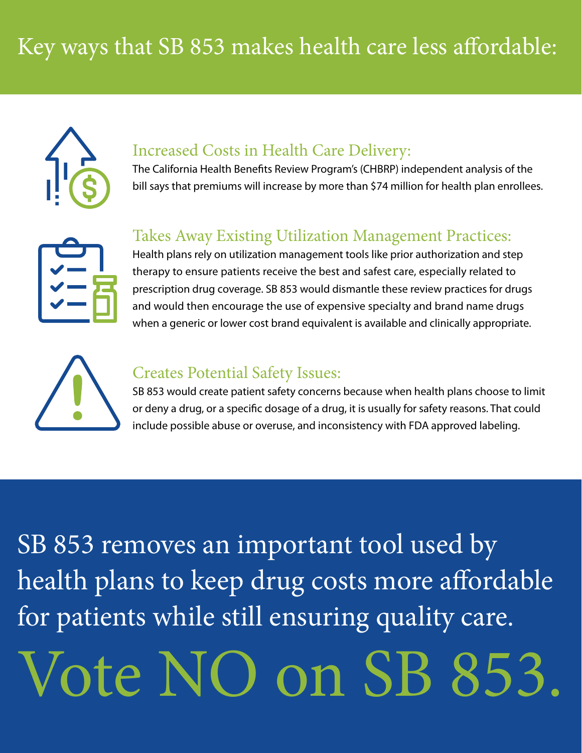# Key ways that SB 853 makes health care less affordable:

## Increased Costs in Health Care Delivery:

The California Health Benefits Review Program's (CHBRP) independent analysis of the bill says that premiums will increase by more than $74 million for health plan enrollees.

## Takes Away Existing Utilization Management Practices:

Health plans rely on utilization management tools like prior authorization and step therapy to ensure patients receive the best and safest care, especially related to prescription drug coverage. SB 853 would dismantle these review practices for drugs and would then encourage the use of expensive specialty and brand name drugs when a generic or lower cost brand equivalent is available and clinically appropriate.

## Creates Potential Safety Issues:

SB 853 would create patient safety concerns because when health plans choose to limit or deny a drug, or a specific dosage of a drug, it is usually for safety reasons. That could include possible abuse or overuse, and inconsistency with FDA approved labeling.

SB 853 removes an important tool used by health plans to keep drug costs more affordable for patients while still ensuring quality care.

# Vote NO on SB 853.